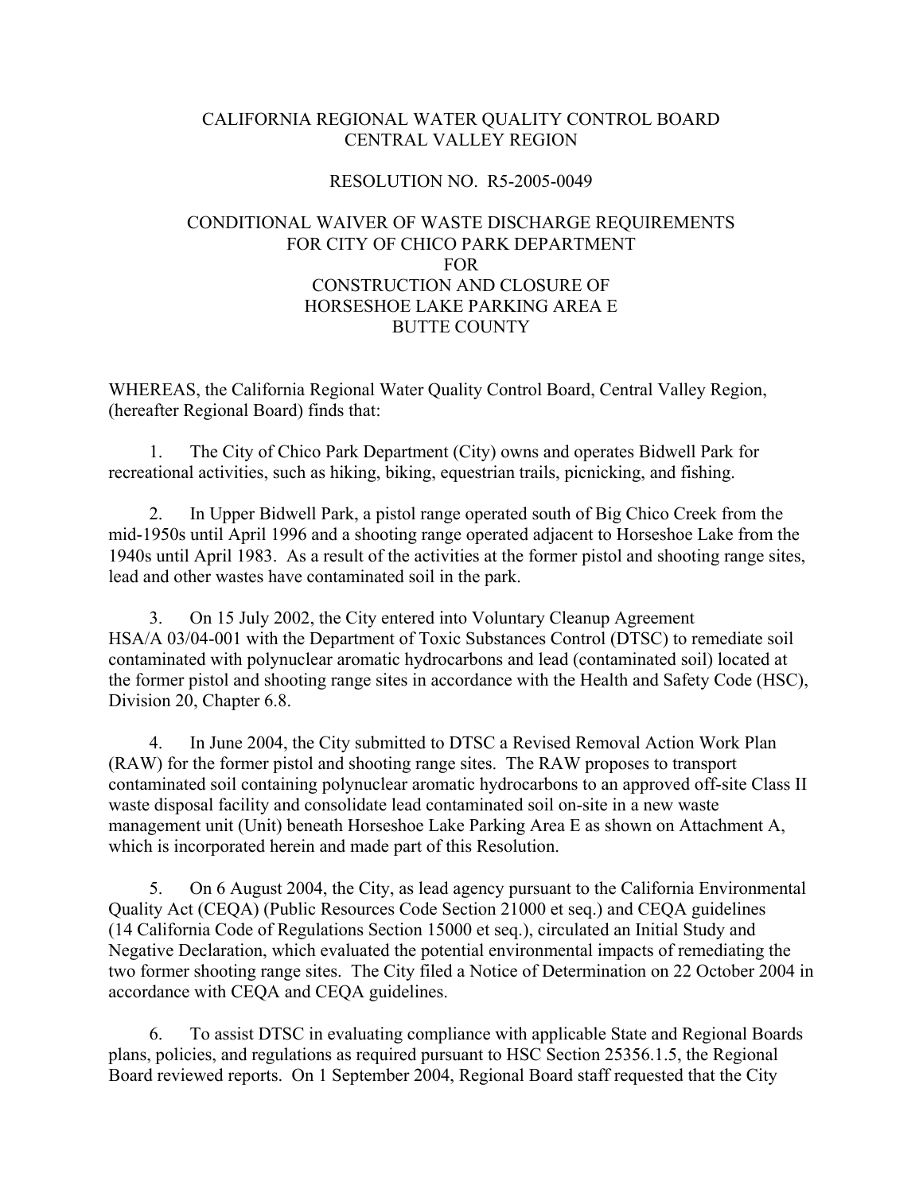# CALIFORNIA REGIONAL WATER QUALITY CONTROL BOARD
# CENTRAL VALLEY REGION

## RESOLUTION NO. R5-2005-0049

## CONDITIONAL WAIVER OF WASTE DISCHARGE REQUIREMENTS FOR CITY OF CHICO PARK DEPARTMENT FOR CONSTRUCTION AND CLOSURE OF HORSESHOE LAKE PARKING AREA E BUTTE COUNTY

WHEREAS, the California Regional Water Quality Control Board, Central Valley Region, (hereafter Regional Board) finds that:

1. The City of Chico Park Department (City) owns and operates Bidwell Park for recreational activities, such as hiking, biking, equestrian trails, picnicking, and fishing.

2. In Upper Bidwell Park, a pistol range operated south of Big Chico Creek from the mid-1950s until April 1996 and a shooting range operated adjacent to Horseshoe Lake from the 1940s until April 1983. As a result of the activities at the former pistol and shooting range sites, lead and other wastes have contaminated soil in the park.

3. On 15 July 2002, the City entered into Voluntary Cleanup Agreement HSA/A 03/04-001 with the Department of Toxic Substances Control (DTSC) to remediate soil contaminated with polynuclear aromatic hydrocarbons and lead (contaminated soil) located at the former pistol and shooting range sites in accordance with the Health and Safety Code (HSC), Division 20, Chapter 6.8.

4. In June 2004, the City submitted to DTSC a Revised Removal Action Work Plan (RAW) for the former pistol and shooting range sites. The RAW proposes to transport contaminated soil containing polynuclear aromatic hydrocarbons to an approved off-site Class II waste disposal facility and consolidate lead contaminated soil on-site in a new waste management unit (Unit) beneath Horseshoe Lake Parking Area E as shown on Attachment A, which is incorporated herein and made part of this Resolution.

5. On 6 August 2004, the City, as lead agency pursuant to the California Environmental Quality Act (CEQA) (Public Resources Code Section 21000 et seq.) and CEQA guidelines (14 California Code of Regulations Section 15000 et seq.), circulated an Initial Study and Negative Declaration, which evaluated the potential environmental impacts of remediating the two former shooting range sites. The City filed a Notice of Determination on 22 October 2004 in accordance with CEQA and CEQA guidelines.

6. To assist DTSC in evaluating compliance with applicable State and Regional Boards plans, policies, and regulations as required pursuant to HSC Section 25356.1.5, the Regional Board reviewed reports. On 1 September 2004, Regional Board staff requested that the City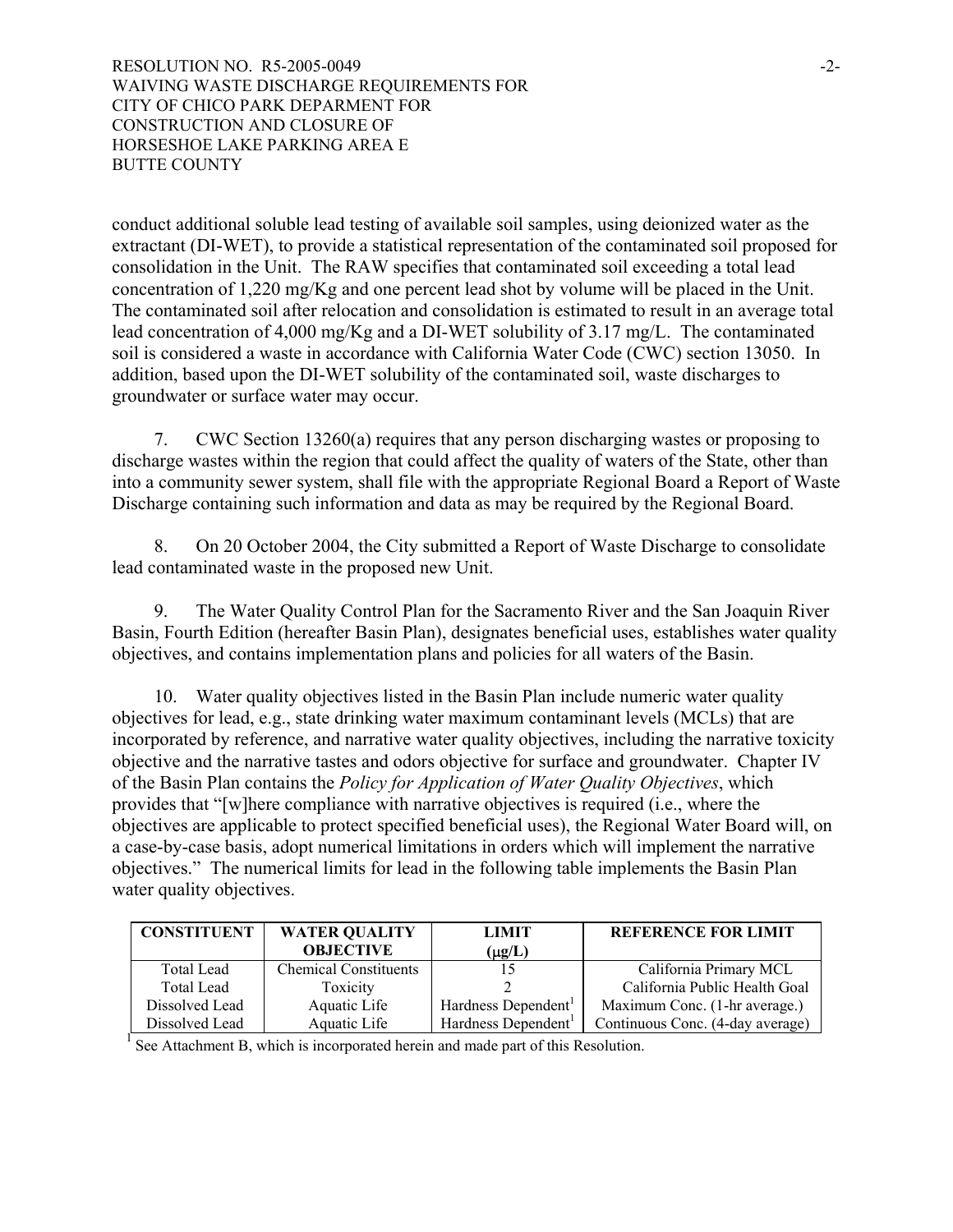conduct additional soluble lead testing of available soil samples, using deionized water as the extractant (DI-WET), to provide a statistical representation of the contaminated soil proposed for consolidation in the Unit. The RAW specifies that contaminated soil exceeding a total lead concentration of 1,220 mg/Kg and one percent lead shot by volume will be placed in the Unit. The contaminated soil after relocation and consolidation is estimated to result in an average total lead concentration of 4,000 mg/Kg and a DI-WET solubility of 3.17 mg/L. The contaminated soil is considered a waste in accordance with California Water Code (CWC) section 13050. In addition, based upon the DI-WET solubility of the contaminated soil, waste discharges to groundwater or surface water may occur.

7. CWC Section 13260(a) requires that any person discharging wastes or proposing to discharge wastes within the region that could affect the quality of waters of the State, other than into a community sewer system, shall file with the appropriate Regional Board a Report of Waste Discharge containing such information and data as may be required by the Regional Board.

8. On 20 October 2004, the City submitted a Report of Waste Discharge to consolidate lead contaminated waste in the proposed new Unit.

9. The Water Quality Control Plan for the Sacramento River and the San Joaquin River Basin, Fourth Edition (hereafter Basin Plan), designates beneficial uses, establishes water quality objectives, and contains implementation plans and policies for all waters of the Basin.

10. Water quality objectives listed in the Basin Plan include numeric water quality objectives for lead, e.g., state drinking water maximum contaminant levels (MCLs) that are incorporated by reference, and narrative water quality objectives, including the narrative toxicity objective and the narrative tastes and odors objective for surface and groundwater. Chapter IV of the Basin Plan contains the *Policy for Application of Water Quality Objectives*, which provides that "[w]here compliance with narrative objectives is required (i.e., where the objectives are applicable to protect specified beneficial uses), the Regional Water Board will, on a case-by-case basis, adopt numerical limitations in orders which will implement the narrative objectives." The numerical limits for lead in the following table implements the Basin Plan water quality objectives.

| CONSTITUENT | WATER QUALITY OBJECTIVE | LIMIT ($\mu$g/L) | REFERENCE FOR LIMIT |
|---|---|---|---|
| Total Lead | Chemical Constituents | 15 | California Primary MCL |
| Total Lead | Toxicity | 2 | California Public Health Goal |
| Dissolved Lead | Aquatic Life | Hardness Dependent[1] | Maximum Conc. (1-hr average.) |
| Dissolved Lead | Aquatic Life | Hardness Dependent[1] | Continuous Conc. (4-day average) |

[1] See Attachment B, which is incorporated herein and made part of this Resolution.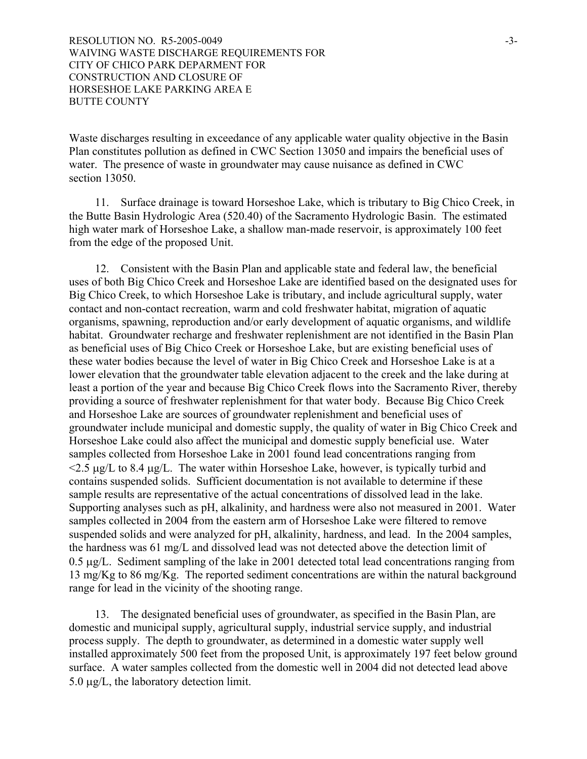Waste discharges resulting in exceedance of any applicable water quality objective in the Basin Plan constitutes pollution as defined in CWC Section 13050 and impairs the beneficial uses of water. The presence of waste in groundwater may cause nuisance as defined in CWC section 13050.

11. Surface drainage is toward Horseshoe Lake, which is tributary to Big Chico Creek, in the Butte Basin Hydrologic Area (520.40) of the Sacramento Hydrologic Basin. The estimated high water mark of Horseshoe Lake, a shallow man-made reservoir, is approximately 100 feet from the edge of the proposed Unit.

12. Consistent with the Basin Plan and applicable state and federal law, the beneficial uses of both Big Chico Creek and Horseshoe Lake are identified based on the designated uses for Big Chico Creek, to which Horseshoe Lake is tributary, and include agricultural supply, water contact and non-contact recreation, warm and cold freshwater habitat, migration of aquatic organisms, spawning, reproduction and/or early development of aquatic organisms, and wildlife habitat. Groundwater recharge and freshwater replenishment are not identified in the Basin Plan as beneficial uses of Big Chico Creek or Horseshoe Lake, but are existing beneficial uses of these water bodies because the level of water in Big Chico Creek and Horseshoe Lake is at a lower elevation that the groundwater table elevation adjacent to the creek and the lake during at least a portion of the year and because Big Chico Creek flows into the Sacramento River, thereby providing a source of freshwater replenishment for that water body. Because Big Chico Creek and Horseshoe Lake are sources of groundwater replenishment and beneficial uses of groundwater include municipal and domestic supply, the quality of water in Big Chico Creek and Horseshoe Lake could also affect the municipal and domestic supply beneficial use. Water samples collected from Horseshoe Lake in 2001 found lead concentrations ranging from <2.5 μg/L to 8.4 μg/L. The water within Horseshoe Lake, however, is typically turbid and contains suspended solids. Sufficient documentation is not available to determine if these sample results are representative of the actual concentrations of dissolved lead in the lake. Supporting analyses such as pH, alkalinity, and hardness were also not measured in 2001. Water samples collected in 2004 from the eastern arm of Horseshoe Lake were filtered to remove suspended solids and were analyzed for pH, alkalinity, hardness, and lead. In the 2004 samples, the hardness was 61 mg/L and dissolved lead was not detected above the detection limit of 0.5 μg/L. Sediment sampling of the lake in 2001 detected total lead concentrations ranging from 13 mg/Kg to 86 mg/Kg. The reported sediment concentrations are within the natural background range for lead in the vicinity of the shooting range.

13. The designated beneficial uses of groundwater, as specified in the Basin Plan, are domestic and municipal supply, agricultural supply, industrial service supply, and industrial process supply. The depth to groundwater, as determined in a domestic water supply well installed approximately 500 feet from the proposed Unit, is approximately 197 feet below ground surface. A water samples collected from the domestic well in 2004 did not detected lead above 5.0 μg/L, the laboratory detection limit.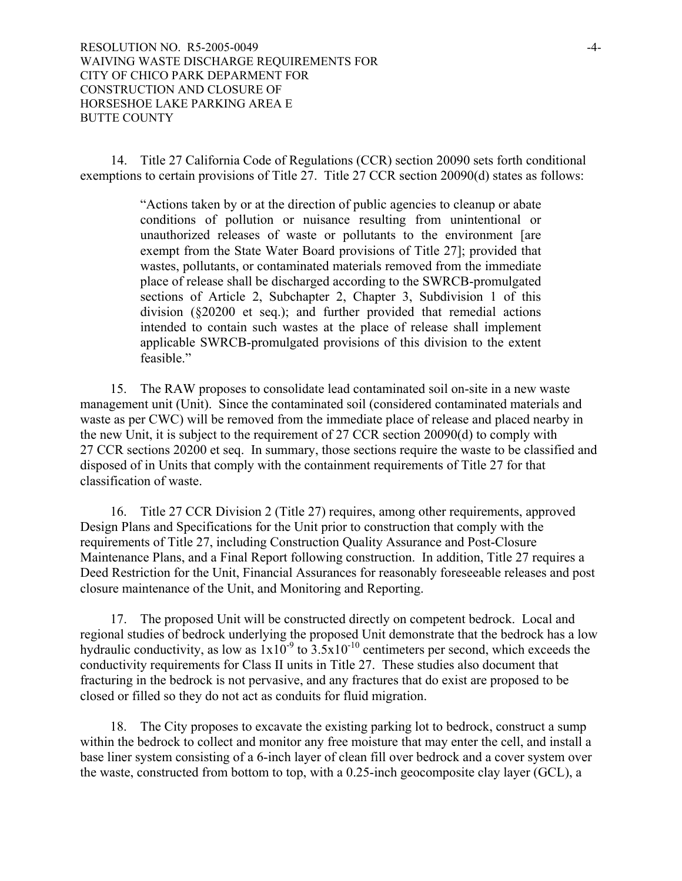14. Title 27 California Code of Regulations (CCR) section 20090 sets forth conditional exemptions to certain provisions of Title 27. Title 27 CCR section 20090(d) states as follows:

> "Actions taken by or at the direction of public agencies to cleanup or abate conditions of pollution or nuisance resulting from unintentional or unauthorized releases of waste or pollutants to the environment [are exempt from the State Water Board provisions of Title 27]; provided that wastes, pollutants, or contaminated materials removed from the immediate place of release shall be discharged according to the SWRCB-promulgated sections of Article 2, Subchapter 2, Chapter 3, Subdivision 1 of this division (§20200 et seq.); and further provided that remedial actions intended to contain such wastes at the place of release shall implement applicable SWRCB-promulgated provisions of this division to the extent feasible."

15. The RAW proposes to consolidate lead contaminated soil on-site in a new waste management unit (Unit). Since the contaminated soil (considered contaminated materials and waste as per CWC) will be removed from the immediate place of release and placed nearby in the new Unit, it is subject to the requirement of 27 CCR section 20090(d) to comply with 27 CCR sections 20200 et seq. In summary, those sections require the waste to be classified and disposed of in Units that comply with the containment requirements of Title 27 for that classification of waste.

16. Title 27 CCR Division 2 (Title 27) requires, among other requirements, approved Design Plans and Specifications for the Unit prior to construction that comply with the requirements of Title 27, including Construction Quality Assurance and Post-Closure Maintenance Plans, and a Final Report following construction. In addition, Title 27 requires a Deed Restriction for the Unit, Financial Assurances for reasonably foreseeable releases and post closure maintenance of the Unit, and Monitoring and Reporting.

17. The proposed Unit will be constructed directly on competent bedrock. Local and regional studies of bedrock underlying the proposed Unit demonstrate that the bedrock has a low hydraulic conductivity, as low as $1x10^{-9}$ to $3.5x10^{-10}$ centimeters per second, which exceeds the conductivity requirements for Class II units in Title 27. These studies also document that fracturing in the bedrock is not pervasive, and any fractures that do exist are proposed to be closed or filled so they do not act as conduits for fluid migration.

18. The City proposes to excavate the existing parking lot to bedrock, construct a sump within the bedrock to collect and monitor any free moisture that may enter the cell, and install a base liner system consisting of a 6-inch layer of clean fill over bedrock and a cover system over the waste, constructed from bottom to top, with a 0.25-inch geocomposite clay layer (GCL), a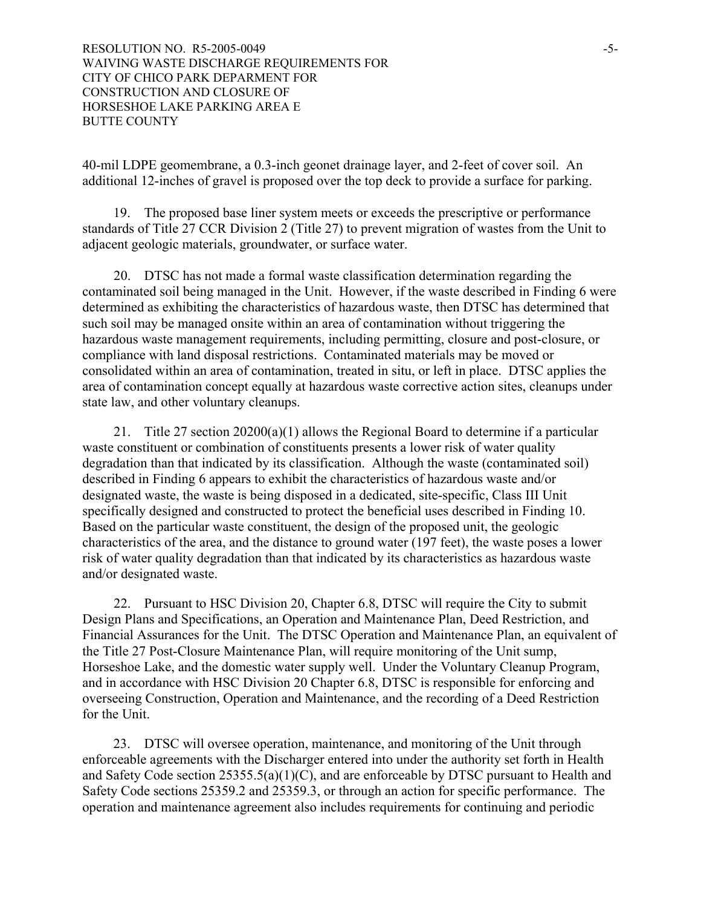40-mil LDPE geomembrane, a 0.3-inch geonet drainage layer, and 2-feet of cover soil. An additional 12-inches of gravel is proposed over the top deck to provide a surface for parking.

19. The proposed base liner system meets or exceeds the prescriptive or performance standards of Title 27 CCR Division 2 (Title 27) to prevent migration of wastes from the Unit to adjacent geologic materials, groundwater, or surface water.

20. DTSC has not made a formal waste classification determination regarding the contaminated soil being managed in the Unit. However, if the waste described in Finding 6 were determined as exhibiting the characteristics of hazardous waste, then DTSC has determined that such soil may be managed onsite within an area of contamination without triggering the hazardous waste management requirements, including permitting, closure and post-closure, or compliance with land disposal restrictions. Contaminated materials may be moved or consolidated within an area of contamination, treated in situ, or left in place. DTSC applies the area of contamination concept equally at hazardous waste corrective action sites, cleanups under state law, and other voluntary cleanups.

21. Title 27 section 20200(a)(1) allows the Regional Board to determine if a particular waste constituent or combination of constituents presents a lower risk of water quality degradation than that indicated by its classification. Although the waste (contaminated soil) described in Finding 6 appears to exhibit the characteristics of hazardous waste and/or designated waste, the waste is being disposed in a dedicated, site-specific, Class III Unit specifically designed and constructed to protect the beneficial uses described in Finding 10. Based on the particular waste constituent, the design of the proposed unit, the geologic characteristics of the area, and the distance to ground water (197 feet), the waste poses a lower risk of water quality degradation than that indicated by its characteristics as hazardous waste and/or designated waste.

22. Pursuant to HSC Division 20, Chapter 6.8, DTSC will require the City to submit Design Plans and Specifications, an Operation and Maintenance Plan, Deed Restriction, and Financial Assurances for the Unit. The DTSC Operation and Maintenance Plan, an equivalent of the Title 27 Post-Closure Maintenance Plan, will require monitoring of the Unit sump, Horseshoe Lake, and the domestic water supply well. Under the Voluntary Cleanup Program, and in accordance with HSC Division 20 Chapter 6.8, DTSC is responsible for enforcing and overseeing Construction, Operation and Maintenance, and the recording of a Deed Restriction for the Unit.

23. DTSC will oversee operation, maintenance, and monitoring of the Unit through enforceable agreements with the Discharger entered into under the authority set forth in Health and Safety Code section 25355.5(a)(1)(C), and are enforceable by DTSC pursuant to Health and Safety Code sections 25359.2 and 25359.3, or through an action for specific performance. The operation and maintenance agreement also includes requirements for continuing and periodic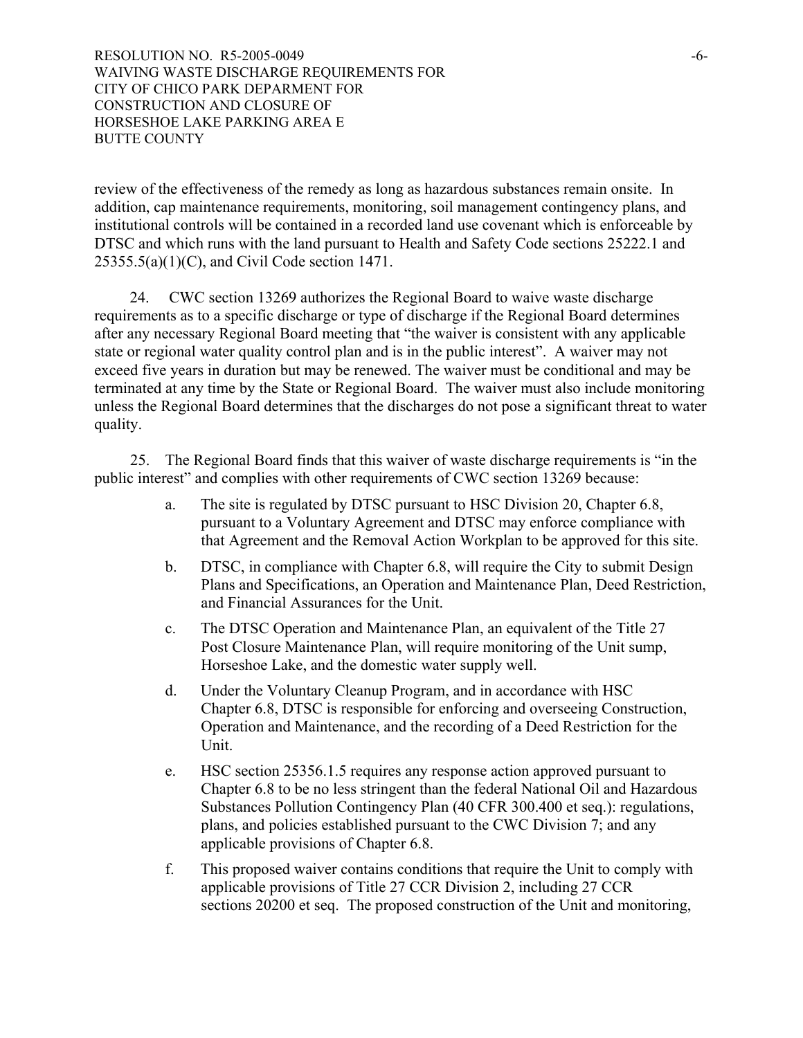review of the effectiveness of the remedy as long as hazardous substances remain onsite. In addition, cap maintenance requirements, monitoring, soil management contingency plans, and institutional controls will be contained in a recorded land use covenant which is enforceable by DTSC and which runs with the land pursuant to Health and Safety Code sections 25222.1 and 25355.5(a)(1)(C), and Civil Code section 1471.

24. CWC section 13269 authorizes the Regional Board to waive waste discharge requirements as to a specific discharge or type of discharge if the Regional Board determines after any necessary Regional Board meeting that "the waiver is consistent with any applicable state or regional water quality control plan and is in the public interest". A waiver may not exceed five years in duration but may be renewed. The waiver must be conditional and may be terminated at any time by the State or Regional Board. The waiver must also include monitoring unless the Regional Board determines that the discharges do not pose a significant threat to water quality.

25. The Regional Board finds that this waiver of waste discharge requirements is "in the public interest" and complies with other requirements of CWC section 13269 because:

a. The site is regulated by DTSC pursuant to HSC Division 20, Chapter 6.8, pursuant to a Voluntary Agreement and DTSC may enforce compliance with that Agreement and the Removal Action Workplan to be approved for this site.

b. DTSC, in compliance with Chapter 6.8, will require the City to submit Design Plans and Specifications, an Operation and Maintenance Plan, Deed Restriction, and Financial Assurances for the Unit.

c. The DTSC Operation and Maintenance Plan, an equivalent of the Title 27 Post Closure Maintenance Plan, will require monitoring of the Unit sump, Horseshoe Lake, and the domestic water supply well.

d. Under the Voluntary Cleanup Program, and in accordance with HSC Chapter 6.8, DTSC is responsible for enforcing and overseeing Construction, Operation and Maintenance, and the recording of a Deed Restriction for the Unit.

e. HSC section 25356.1.5 requires any response action approved pursuant to Chapter 6.8 to be no less stringent than the federal National Oil and Hazardous Substances Pollution Contingency Plan (40 CFR 300.400 et seq.): regulations, plans, and policies established pursuant to the CWC Division 7; and any applicable provisions of Chapter 6.8.

f. This proposed waiver contains conditions that require the Unit to comply with applicable provisions of Title 27 CCR Division 2, including 27 CCR sections 20200 et seq. The proposed construction of the Unit and monitoring,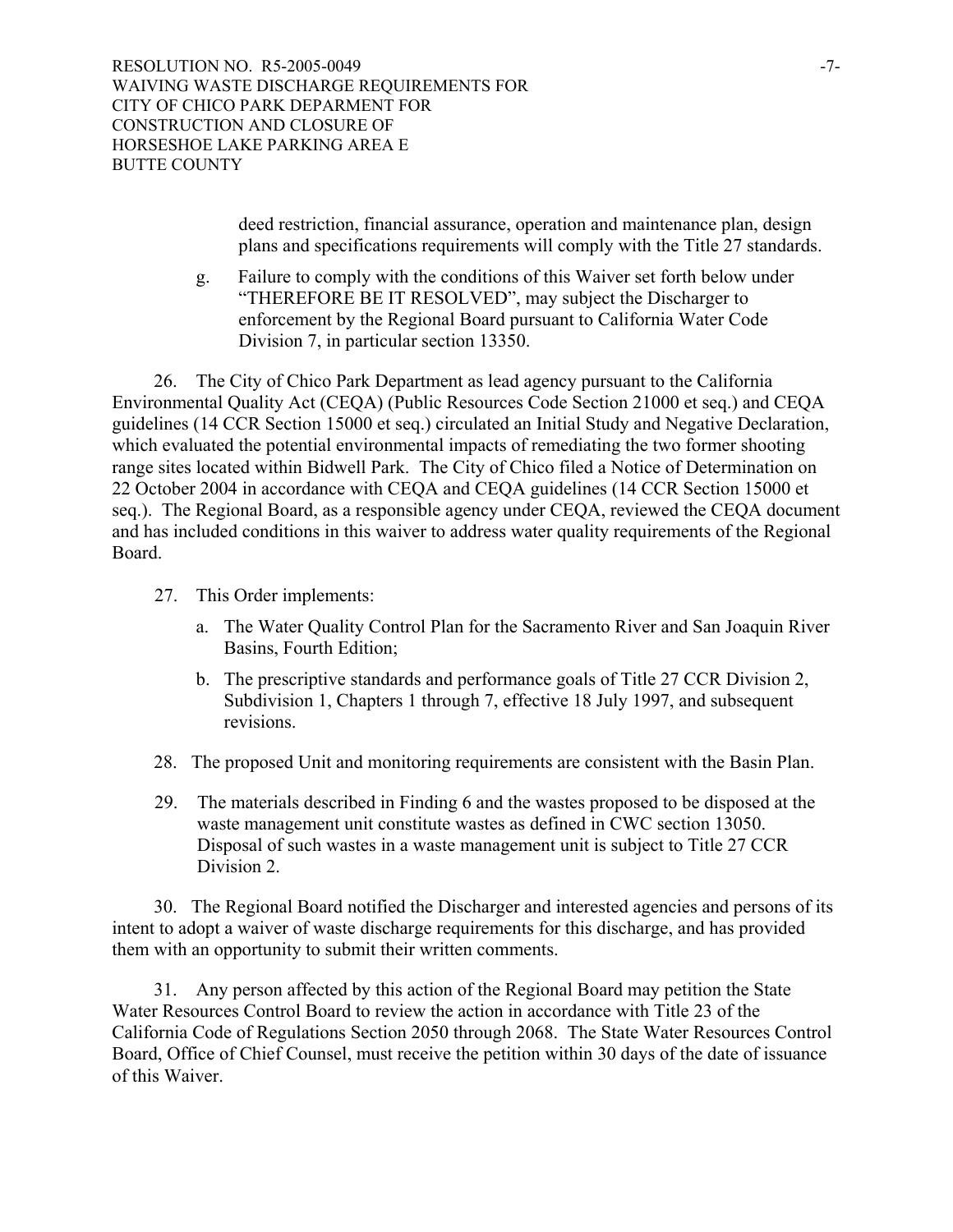deed restriction, financial assurance, operation and maintenance plan, design plans and specifications requirements will comply with the Title 27 standards.

g. Failure to comply with the conditions of this Waiver set forth below under "THEREFORE BE IT RESOLVED", may subject the Discharger to enforcement by the Regional Board pursuant to California Water Code Division 7, in particular section 13350.

26. The City of Chico Park Department as lead agency pursuant to the California Environmental Quality Act (CEQA) (Public Resources Code Section 21000 et seq.) and CEQA guidelines (14 CCR Section 15000 et seq.) circulated an Initial Study and Negative Declaration, which evaluated the potential environmental impacts of remediating the two former shooting range sites located within Bidwell Park. The City of Chico filed a Notice of Determination on 22 October 2004 in accordance with CEQA and CEQA guidelines (14 CCR Section 15000 et seq.). The Regional Board, as a responsible agency under CEQA, reviewed the CEQA document and has included conditions in this waiver to address water quality requirements of the Regional Board.

27. This Order implements:

a. The Water Quality Control Plan for the Sacramento River and San Joaquin River Basins, Fourth Edition;

b. The prescriptive standards and performance goals of Title 27 CCR Division 2, Subdivision 1, Chapters 1 through 7, effective 18 July 1997, and subsequent revisions.

28. The proposed Unit and monitoring requirements are consistent with the Basin Plan.

29. The materials described in Finding 6 and the wastes proposed to be disposed at the waste management unit constitute wastes as defined in CWC section 13050. Disposal of such wastes in a waste management unit is subject to Title 27 CCR Division 2.

30. The Regional Board notified the Discharger and interested agencies and persons of its intent to adopt a waiver of waste discharge requirements for this discharge, and has provided them with an opportunity to submit their written comments.

31. Any person affected by this action of the Regional Board may petition the State Water Resources Control Board to review the action in accordance with Title 23 of the California Code of Regulations Section 2050 through 2068. The State Water Resources Control Board, Office of Chief Counsel, must receive the petition within 30 days of the date of issuance of this Waiver.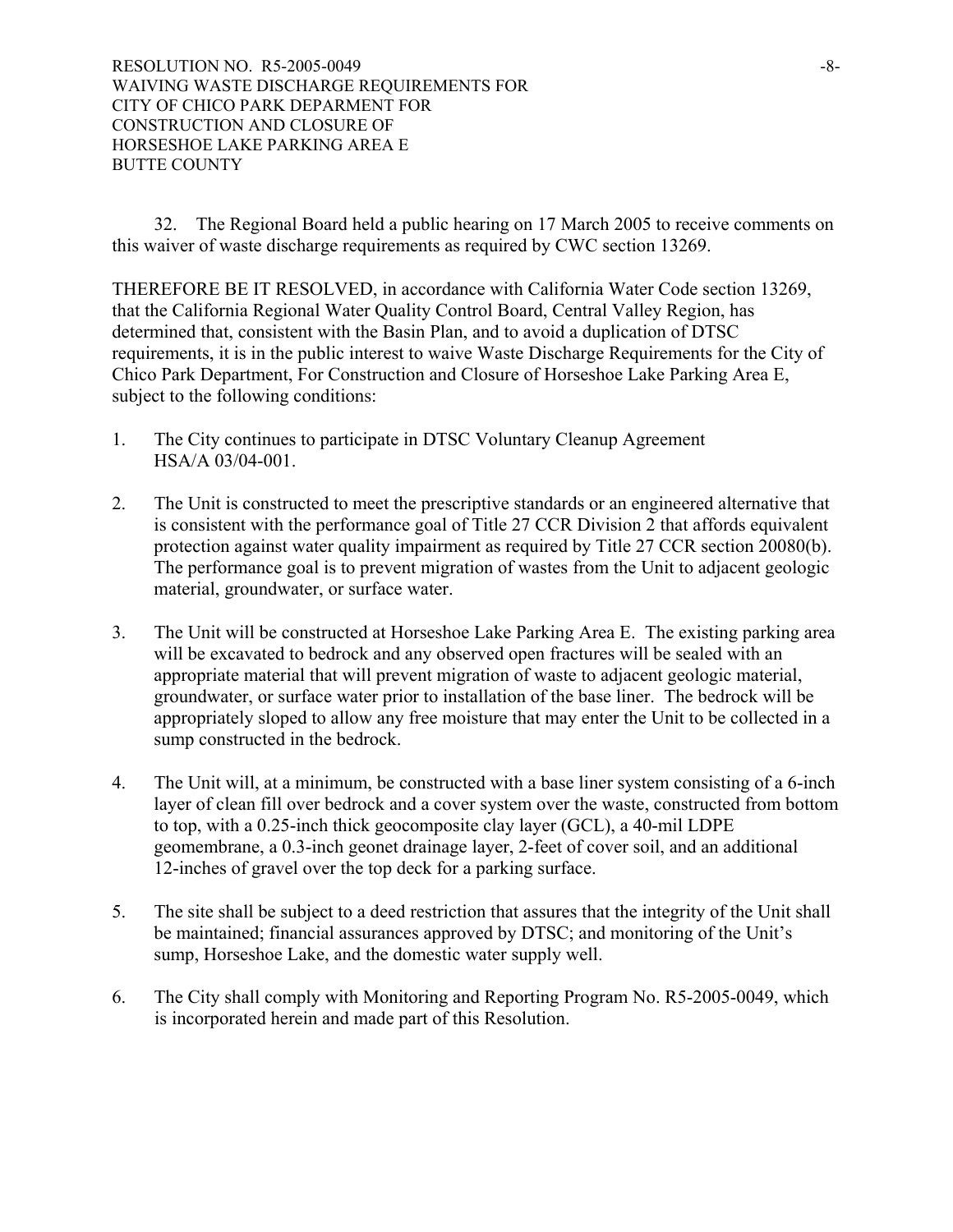32. The Regional Board held a public hearing on 17 March 2005 to receive comments on this waiver of waste discharge requirements as required by CWC section 13269.

THEREFORE BE IT RESOLVED, in accordance with California Water Code section 13269, that the California Regional Water Quality Control Board, Central Valley Region, has determined that, consistent with the Basin Plan, and to avoid a duplication of DTSC requirements, it is in the public interest to waive Waste Discharge Requirements for the City of Chico Park Department, For Construction and Closure of Horseshoe Lake Parking Area E, subject to the following conditions:

1. The City continues to participate in DTSC Voluntary Cleanup Agreement HSA/A 03/04-001.

2. The Unit is constructed to meet the prescriptive standards or an engineered alternative that is consistent with the performance goal of Title 27 CCR Division 2 that affords equivalent protection against water quality impairment as required by Title 27 CCR section 20080(b). The performance goal is to prevent migration of wastes from the Unit to adjacent geologic material, groundwater, or surface water.

3. The Unit will be constructed at Horseshoe Lake Parking Area E. The existing parking area will be excavated to bedrock and any observed open fractures will be sealed with an appropriate material that will prevent migration of waste to adjacent geologic material, groundwater, or surface water prior to installation of the base liner. The bedrock will be appropriately sloped to allow any free moisture that may enter the Unit to be collected in a sump constructed in the bedrock.

4. The Unit will, at a minimum, be constructed with a base liner system consisting of a 6-inch layer of clean fill over bedrock and a cover system over the waste, constructed from bottom to top, with a 0.25-inch thick geocomposite clay layer (GCL), a 40-mil LDPE geomembrane, a 0.3-inch geonet drainage layer, 2-feet of cover soil, and an additional 12-inches of gravel over the top deck for a parking surface.

5. The site shall be subject to a deed restriction that assures that the integrity of the Unit shall be maintained; financial assurances approved by DTSC; and monitoring of the Unit's sump, Horseshoe Lake, and the domestic water supply well.

6. The City shall comply with Monitoring and Reporting Program No. R5-2005-0049, which is incorporated herein and made part of this Resolution.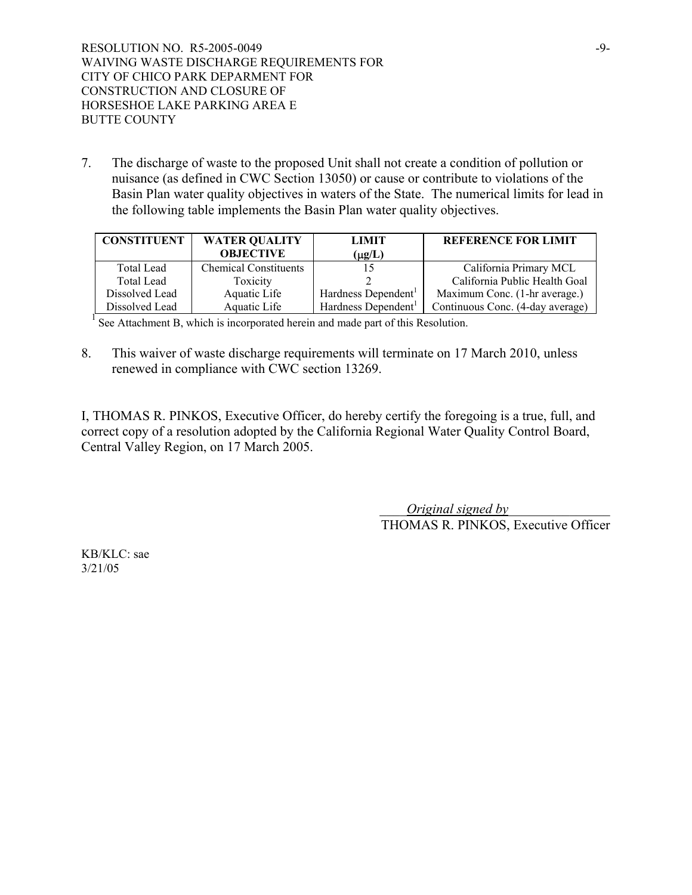7. The discharge of waste to the proposed Unit shall not create a condition of pollution or nuisance (as defined in CWC Section 13050) or cause or contribute to violations of the Basin Plan water quality objectives in waters of the State. The numerical limits for lead in the following table implements the Basin Plan water quality objectives.

| CONSTITUENT | WATER QUALITY OBJECTIVE | LIMIT (μg/L) | REFERENCE FOR LIMIT |
|---|---|---|---|
| Total Lead | Chemical Constituents | 15 | California Primary MCL |
| Total Lead | Toxicity | 2 | California Public Health Goal |
| Dissolved Lead | Aquatic Life | Hardness Dependent[1] | Maximum Conc. (1-hr average.) |
| Dissolved Lead | Aquatic Life | Hardness Dependent[1] | Continuous Conc. (4-day average) |

[1] See Attachment B, which is incorporated herein and made part of this Resolution.

8. This waiver of waste discharge requirements will terminate on 17 March 2010, unless renewed in compliance with CWC section 13269.

I, THOMAS R. PINKOS, Executive Officer, do hereby certify the foregoing is a true, full, and correct copy of a resolution adopted by the California Regional Water Quality Control Board, Central Valley Region, on 17 March 2005.

*Original signed by*

THOMAS R. PINKOS, Executive Officer

KB/KLC: sae
3/21/05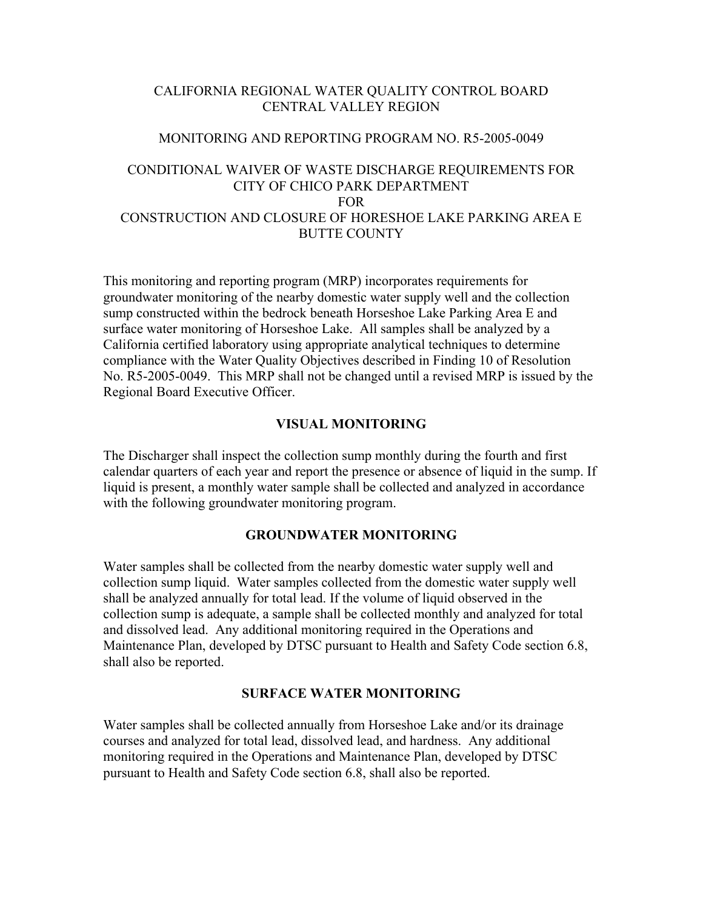CALIFORNIA REGIONAL WATER QUALITY CONTROL BOARD
CENTRAL VALLEY REGION

MONITORING AND REPORTING PROGRAM NO. R5-2005-0049

CONDITIONAL WAIVER OF WASTE DISCHARGE REQUIREMENTS FOR
CITY OF CHICO PARK DEPARTMENT
FOR
CONSTRUCTION AND CLOSURE OF HORESHOE LAKE PARKING AREA E
BUTTE COUNTY

This monitoring and reporting program (MRP) incorporates requirements for groundwater monitoring of the nearby domestic water supply well and the collection sump constructed within the bedrock beneath Horseshoe Lake Parking Area E and surface water monitoring of Horseshoe Lake. All samples shall be analyzed by a California certified laboratory using appropriate analytical techniques to determine compliance with the Water Quality Objectives described in Finding 10 of Resolution No. R5-2005-0049. This MRP shall not be changed until a revised MRP is issued by the Regional Board Executive Officer.

## VISUAL MONITORING

The Discharger shall inspect the collection sump monthly during the fourth and first calendar quarters of each year and report the presence or absence of liquid in the sump. If liquid is present, a monthly water sample shall be collected and analyzed in accordance with the following groundwater monitoring program.

## GROUNDWATER MONITORING

Water samples shall be collected from the nearby domestic water supply well and collection sump liquid. Water samples collected from the domestic water supply well shall be analyzed annually for total lead. If the volume of liquid observed in the collection sump is adequate, a sample shall be collected monthly and analyzed for total and dissolved lead. Any additional monitoring required in the Operations and Maintenance Plan, developed by DTSC pursuant to Health and Safety Code section 6.8, shall also be reported.

## SURFACE WATER MONITORING

Water samples shall be collected annually from Horseshoe Lake and/or its drainage courses and analyzed for total lead, dissolved lead, and hardness. Any additional monitoring required in the Operations and Maintenance Plan, developed by DTSC pursuant to Health and Safety Code section 6.8, shall also be reported.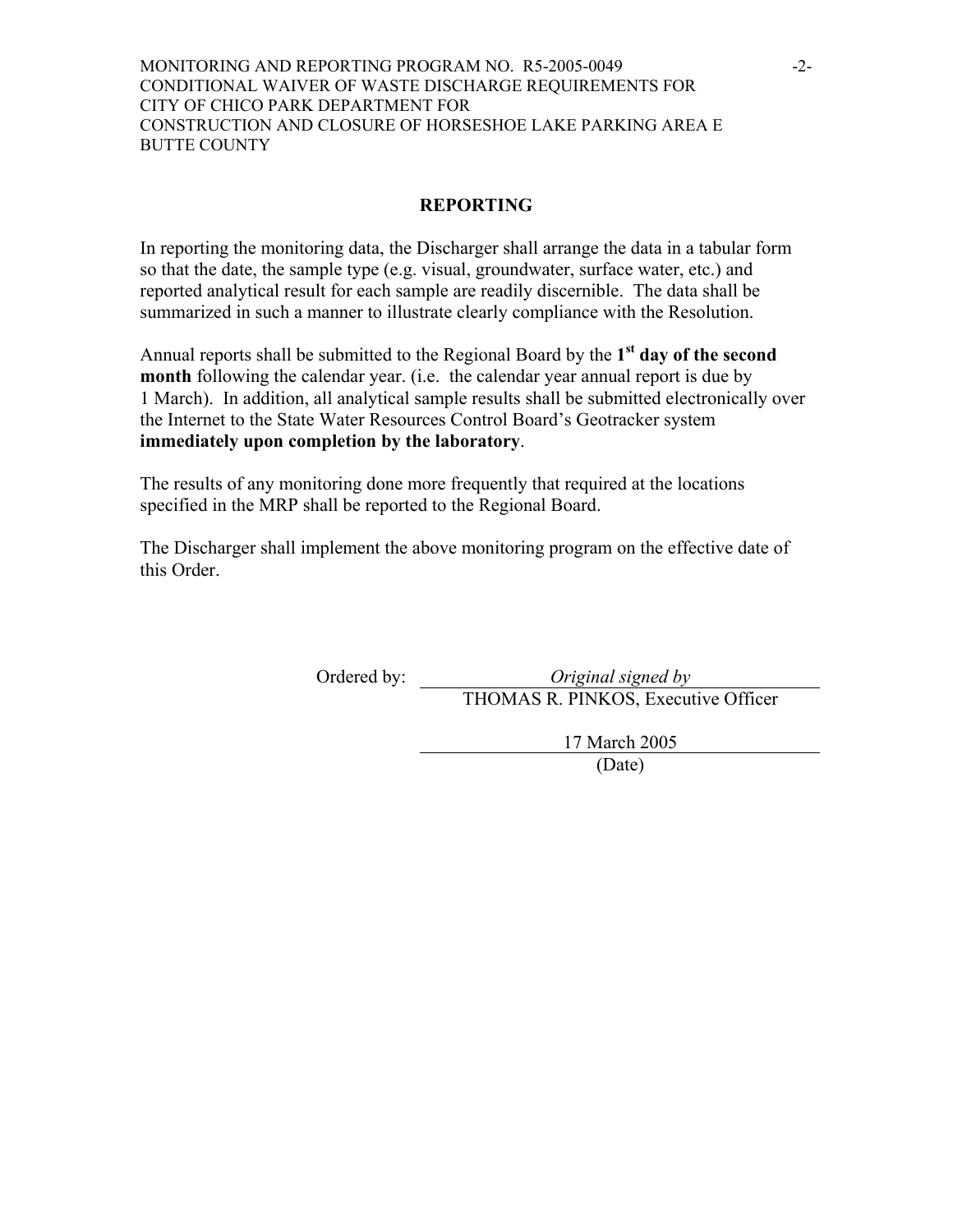## REPORTING

In reporting the monitoring data, the Discharger shall arrange the data in a tabular form so that the date, the sample type (e.g. visual, groundwater, surface water, etc.) and reported analytical result for each sample are readily discernible. The data shall be summarized in such a manner to illustrate clearly compliance with the Resolution.

Annual reports shall be submitted to the Regional Board by the **1st day of the second month** following the calendar year. (i.e. the calendar year annual report is due by 1 March). In addition, all analytical sample results shall be submitted electronically over the Internet to the State Water Resources Control Board's Geotracker system **immediately upon completion by the laboratory**.

The results of any monitoring done more frequently that required at the locations specified in the MRP shall be reported to the Regional Board.

The Discharger shall implement the above monitoring program on the effective date of this Order.

Ordered by: *Original signed by*
THOMAS R. PINKOS, Executive Officer

17 March 2005
(Date)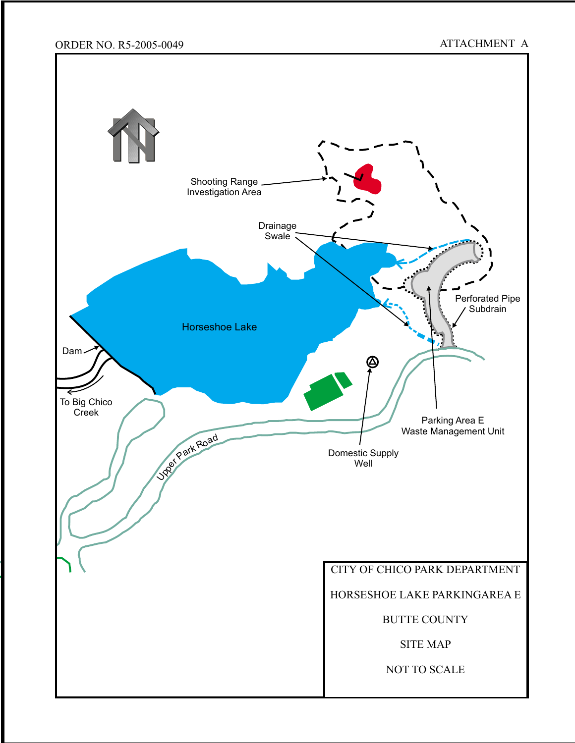ORDER NO. R5-2005-0049 ATTACHMENT A

Shooting Range Investigation Area

Drainage Swale

Horseshoe Lake

Dam

To Big Chico Creek

Perforated Pipe Subdrain

Upper Park Road

Parking Area E Waste Management Unit

Domestic Supply Well

CITY OF CHICO PARK DEPARTMENT

HORSESHOE LAKE PARKINGAREA E

BUTTE COUNTY

SITE MAP

NOT TO SCALE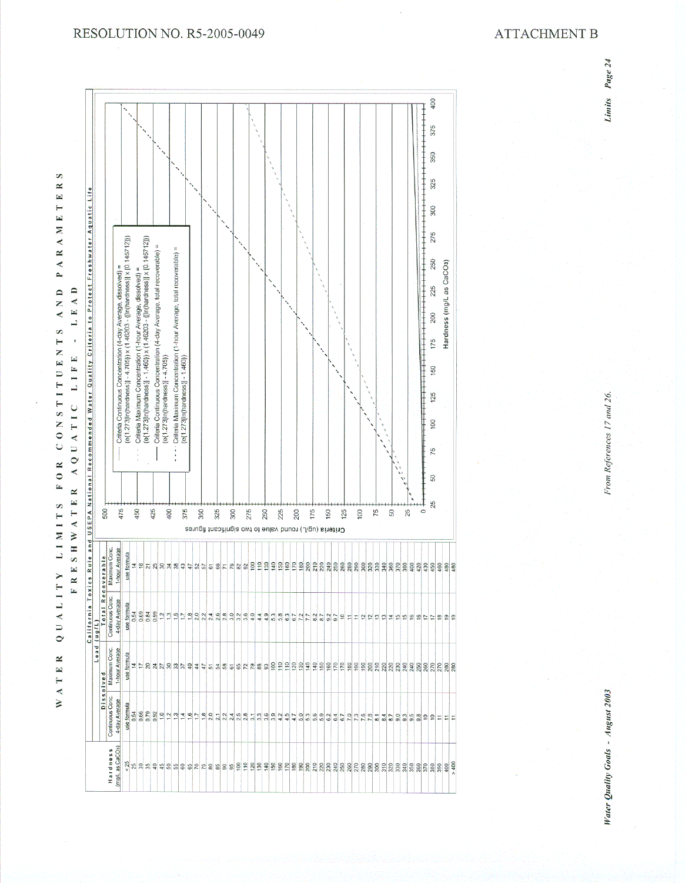# WATER QUALITY LIMITS FOR CONSTITUENTS AND PARAMETERS

## FRESHWATER AQUATIC LIFE - LEAD

California Toxics Rule and USEPA National Recommended Water Quality Criteria to Protect Freshwater Aquatic Life

| Hardness (mg/L as $CaCO_3$) | Lead (ug/L) | | | |
|---|---|---|---|---|
| | Dissolved | | Total Recoverable | |
| | Continuous Conc. 4-day Average | Maximum Conc. 1-hour Average | Continuous Conc. 4-day Average | Maximum Conc. 1-hour Average |
| < 25 | use formula | use formula | use formula | use formula |
| 25 | 0.54 | 14 | 0.54 | 14 |
| 30 | 0.66 | 17 | 0.69 | 18 |
| 35 | 0.79 | 20 | 0.84 | 21 |
| 40 | 0.92 | 24 | 0.99 | 25 |
| 45 | 1.0 | 27 | 1.2 | 30 |
| 50 | 1.2 | 30 | 1.3 | 34 |
| 55 | 1.3 | 33 | 1.5 | 38 |
| 60 | 1.4 | 37 | 1.7 | 43 |
| 65 | 1.6 | 40 | 1.8 | 47 |
| 70 | 1.7 | 44 | 2.0 | 52 |
| 75 | 1.8 | 47 | 2.2 | 57 |
| 80 | 2.0 | 51 | 2.4 | 61 |
| 85 | 2.1 | 54 | 2.6 | 66 |
| 90 | 2.2 | 58 | 2.8 | 71 |
| 95 | 2.4 | 61 | 3.0 | 76 |
| 100 | 2.5 | 65 | 3.2 | 82 |
| 110 | 2.8 | 72 | 3.6 | 92 |
| 120 | 3.1 | 79 | 4.0 | 100 |
| 130 | 3.3 | 86 | 4.4 | 110 |
| 140 | 3.6 | 93 | 4.9 | 130 |
| 150 | 3.9 | 100 | 5.3 | 140 |
| 160 | 4.2 | 110 | 5.8 | 150 |
| 170 | 4.5 | 110 | 6.3 | 160 |
| 180 | 4.7 | 120 | 6.7 | 170 |
| 190 | 5.0 | 130 | 7.2 | 180 |
| 200 | 5.3 | 140 | 7.7 | 200 |
| 210 | 5.6 | 140 | 8.2 | 210 |
| 220 | 5.9 | 150 | 8.7 | 220 |
| 230 | 6.2 | 160 | 9.2 | 240 |
| 240 | 6.4 | 170 | 9.7 | 250 |
| 250 | 6.7 | 170 | 10 | 260 |
| 260 | 7.0 | 180 | 11 | 280 |
| 270 | 7.3 | 190 | 11 | 290 |
| 280 | 7.6 | 190 | 12 | 300 |
| 290 | 7.8 | 200 | 12 | 320 |
| 300 | 8.1 | 210 | 13 | 330 |
| 310 | 8.4 | 210 | 13 | 340 |
| 320 | 8.7 | 220 | 14 | 360 |
| 330 | 9.0 | 230 | 15 | 370 |
| 340 | 9.3 | 240 | 15 | 390 |
| 350 | 9.5 | 240 | 16 | 400 |
| 360 | 9.8 | 250 | 16 | 420 |
| 370 | 10 | 260 | 17 | 430 |
| 380 | 10 | 270 | 17 | 450 |
| 390 | 11 | 270 | 18 | 460 |
| 400 | 11 | 280 | 19 | 480 |
| > 400 | 11 | 280 | 19 | 480 |

Criteria (ug/L) round value to two significant figures

0
25
50
75
100
125
150
175
200
225
250
275
300
325
350
375
400
425
450
475
500

Hardness (mg/L as CaCO3)

25
50
75
100
125
150
175
200
225
250
275
300
325
350
375
400

Criteria Continuous Concentration (4-day Average, dissolved) = $(e\{1.273[\ln(\text{hardness})] - 4.705\}) \times (1.46203 - \{[\ln(\text{hardness})] \times [0.145712]\})$

Criteria Maximum Concentration (1-hour Average, dissolved) = $(e\{1.273[\ln(\text{hardness})] - 1.460\}) \times (1.46203 - \{[\ln(\text{hardness})] \times [0.145712]\})$

Criteria Continuous Concentration (4-day Average, total recoverable) = $(e\{1.273[\ln(\text{hardness})] - 4.705\})$

Criteria Maximum Concentration (1-hour Average, total recoverable) = $(e\{1.273[\ln(\text{hardness})] - 1.460\})$

*From References 17 and 26.*